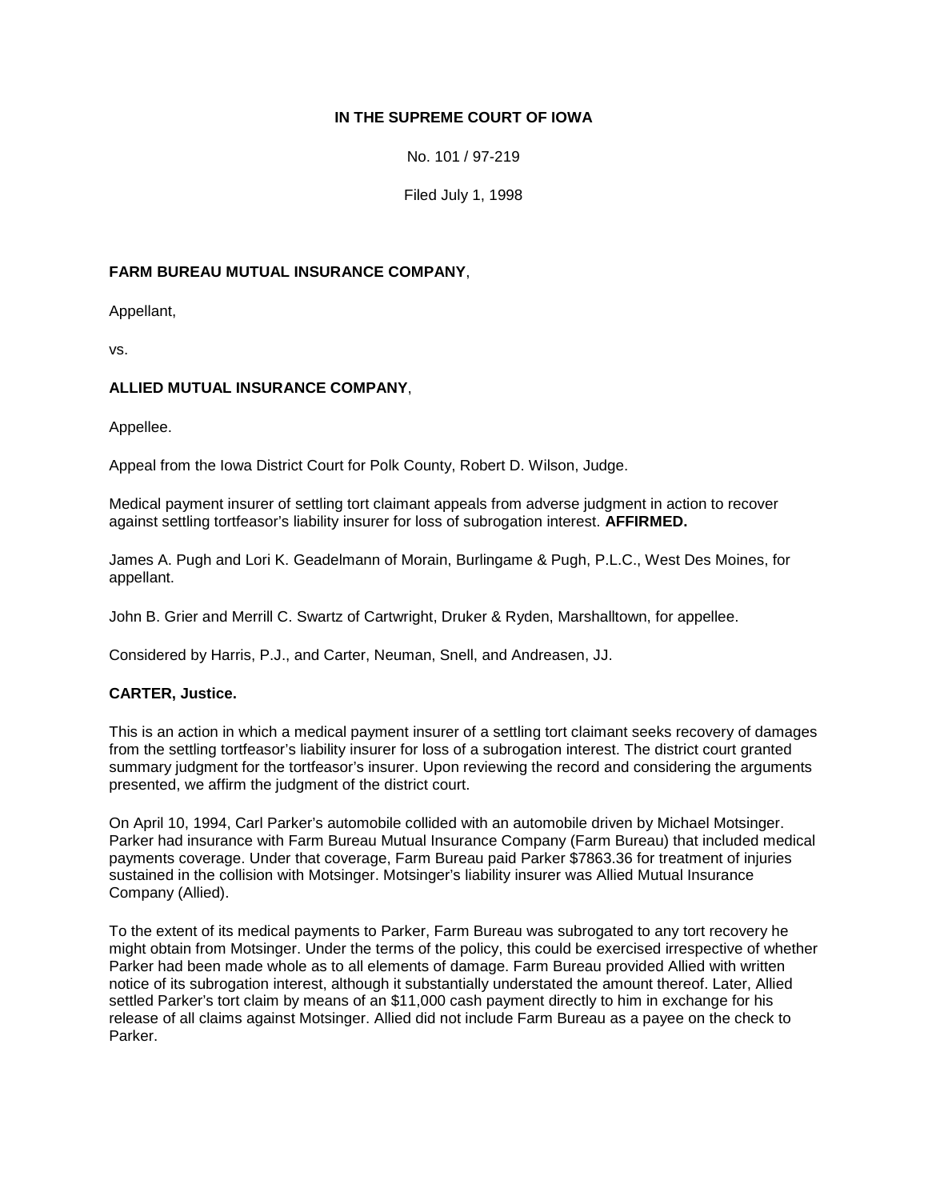**IN THE SUPREME COURT OF IOWA**

No. 101 / 97-219

Filed July 1, 1998

**FARM BUREAU MUTUAL INSURANCE COMPANY**,

Appellant,

vs.

**ALLIED MUTUAL INSURANCE COMPANY**,

Appellee.

Appeal from the Iowa District Court for Polk County, Robert D. Wilson, Judge.

Medical payment insurer of settling tort claimant appeals from adverse judgment in action to recover against settling tortfeasor's liability insurer for loss of subrogation interest. **AFFIRMED.**

James A. Pugh and Lori K. Geadelmann of Morain, Burlingame & Pugh, P.L.C., West Des Moines, for appellant.

John B. Grier and Merrill C. Swartz of Cartwright, Druker & Ryden, Marshalltown, for appellee.

Considered by Harris, P.J., and Carter, Neuman, Snell, and Andreasen, JJ.

**CARTER, Justice.**

This is an action in which a medical payment insurer of a settling tort claimant seeks recovery of damages from the settling tortfeasor's liability insurer for loss of a subrogation interest. The district court granted summary judgment for the tortfeasor's insurer. Upon reviewing the record and considering the arguments presented, we affirm the judgment of the district court.

On April 10, 1994, Carl Parker's automobile collided with an automobile driven by Michael Motsinger. Parker had insurance with Farm Bureau Mutual Insurance Company (Farm Bureau) that included medical payments coverage. Under that coverage, Farm Bureau paid Parker $7863.36 for treatment of injuries sustained in the collision with Motsinger. Motsinger's liability insurer was Allied Mutual Insurance Company (Allied).

To the extent of its medical payments to Parker, Farm Bureau was subrogated to any tort recovery he might obtain from Motsinger. Under the terms of the policy, this could be exercised irrespective of whether Parker had been made whole as to all elements of damage. Farm Bureau provided Allied with written notice of its subrogation interest, although it substantially understated the amount thereof. Later, Allied settled Parker's tort claim by means of an $11,000 cash payment directly to him in exchange for his release of all claims against Motsinger. Allied did not include Farm Bureau as a payee on the check to Parker.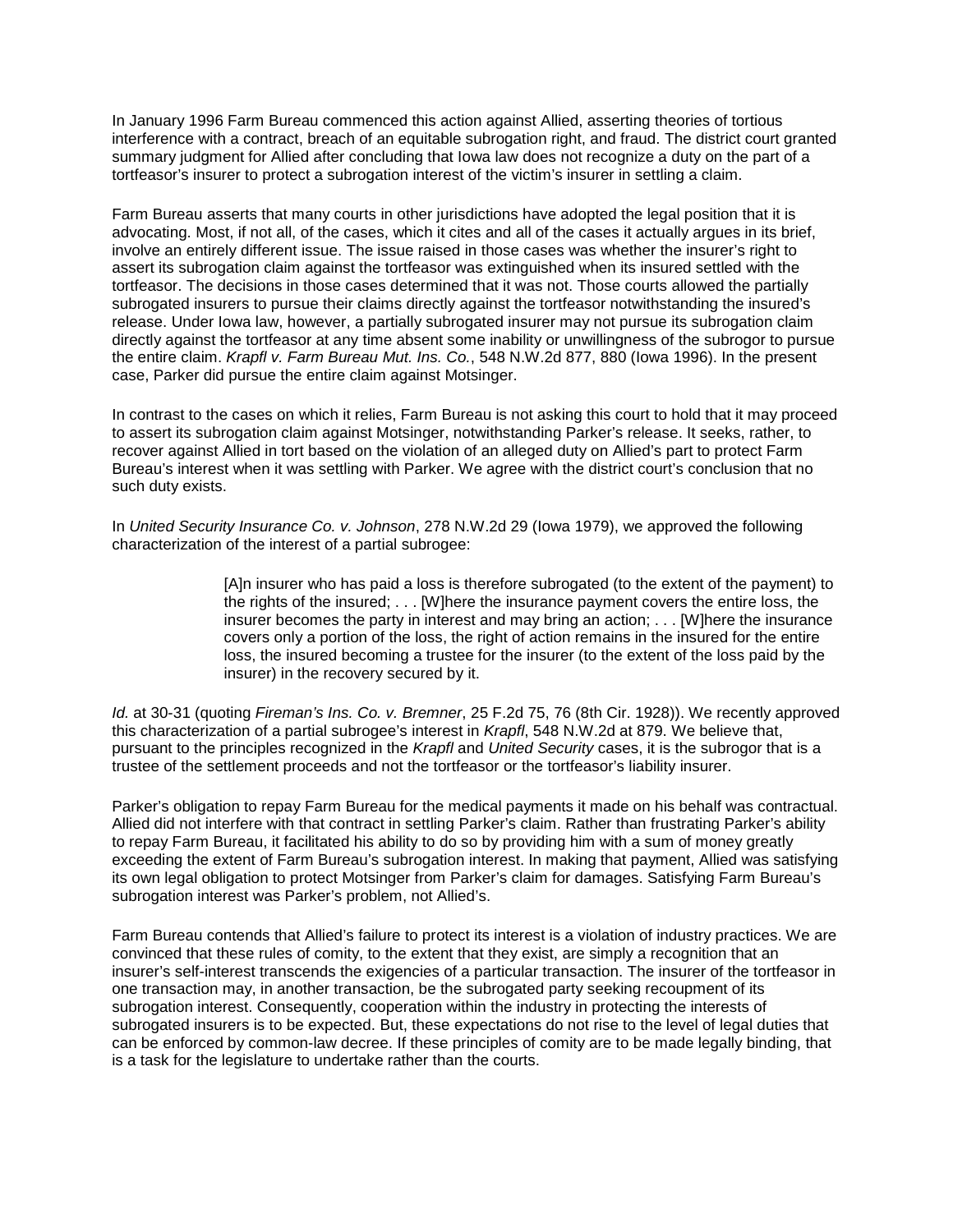In January 1996 Farm Bureau commenced this action against Allied, asserting theories of tortious interference with a contract, breach of an equitable subrogation right, and fraud. The district court granted summary judgment for Allied after concluding that Iowa law does not recognize a duty on the part of a tortfeasor's insurer to protect a subrogation interest of the victim's insurer in settling a claim.

Farm Bureau asserts that many courts in other jurisdictions have adopted the legal position that it is advocating. Most, if not all, of the cases, which it cites and all of the cases it actually argues in its brief, involve an entirely different issue. The issue raised in those cases was whether the insurer's right to assert its subrogation claim against the tortfeasor was extinguished when its insured settled with the tortfeasor. The decisions in those cases determined that it was not. Those courts allowed the partially subrogated insurers to pursue their claims directly against the tortfeasor notwithstanding the insured's release. Under Iowa law, however, a partially subrogated insurer may not pursue its subrogation claim directly against the tortfeasor at any time absent some inability or unwillingness of the subrogor to pursue the entire claim. *Krapfl v. Farm Bureau Mut. Ins. Co.*, 548 N.W.2d 877, 880 (Iowa 1996). In the present case, Parker did pursue the entire claim against Motsinger.

In contrast to the cases on which it relies, Farm Bureau is not asking this court to hold that it may proceed to assert its subrogation claim against Motsinger, notwithstanding Parker's release. It seeks, rather, to recover against Allied in tort based on the violation of an alleged duty on Allied's part to protect Farm Bureau's interest when it was settling with Parker. We agree with the district court's conclusion that no such duty exists.

In *United Security Insurance Co. v. Johnson*, 278 N.W.2d 29 (Iowa 1979), we approved the following characterization of the interest of a partial subrogee:

> [A]n insurer who has paid a loss is therefore subrogated (to the extent of the payment) to the rights of the insured; . . . [W]here the insurance payment covers the entire loss, the insurer becomes the party in interest and may bring an action; . . . [W]here the insurance covers only a portion of the loss, the right of action remains in the insured for the entire loss, the insured becoming a trustee for the insurer (to the extent of the loss paid by the insurer) in the recovery secured by it.

*Id.* at 30-31 (quoting *Fireman's Ins. Co. v. Bremner*, 25 F.2d 75, 76 (8th Cir. 1928)). We recently approved this characterization of a partial subrogee's interest in *Krapfl*, 548 N.W.2d at 879. We believe that, pursuant to the principles recognized in the *Krapfl* and *United Security* cases, it is the subrogor that is a trustee of the settlement proceeds and not the tortfeasor or the tortfeasor's liability insurer.

Parker's obligation to repay Farm Bureau for the medical payments it made on his behalf was contractual. Allied did not interfere with that contract in settling Parker's claim. Rather than frustrating Parker's ability to repay Farm Bureau, it facilitated his ability to do so by providing him with a sum of money greatly exceeding the extent of Farm Bureau's subrogation interest. In making that payment, Allied was satisfying its own legal obligation to protect Motsinger from Parker's claim for damages. Satisfying Farm Bureau's subrogation interest was Parker's problem, not Allied's.

Farm Bureau contends that Allied's failure to protect its interest is a violation of industry practices. We are convinced that these rules of comity, to the extent that they exist, are simply a recognition that an insurer's self-interest transcends the exigencies of a particular transaction. The insurer of the tortfeasor in one transaction may, in another transaction, be the subrogated party seeking recoupment of its subrogation interest. Consequently, cooperation within the industry in protecting the interests of subrogated insurers is to be expected. But, these expectations do not rise to the level of legal duties that can be enforced by common-law decree. If these principles of comity are to be made legally binding, that is a task for the legislature to undertake rather than the courts.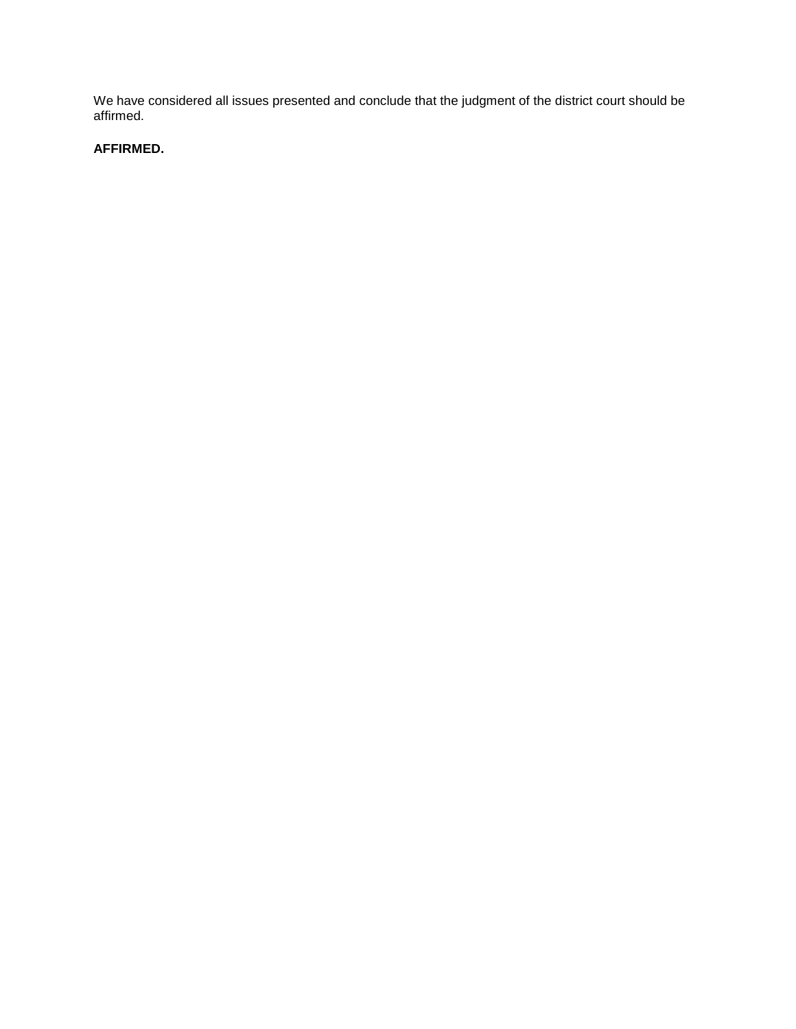We have considered all issues presented and conclude that the judgment of the district court should be affirmed.

**AFFIRMED.**